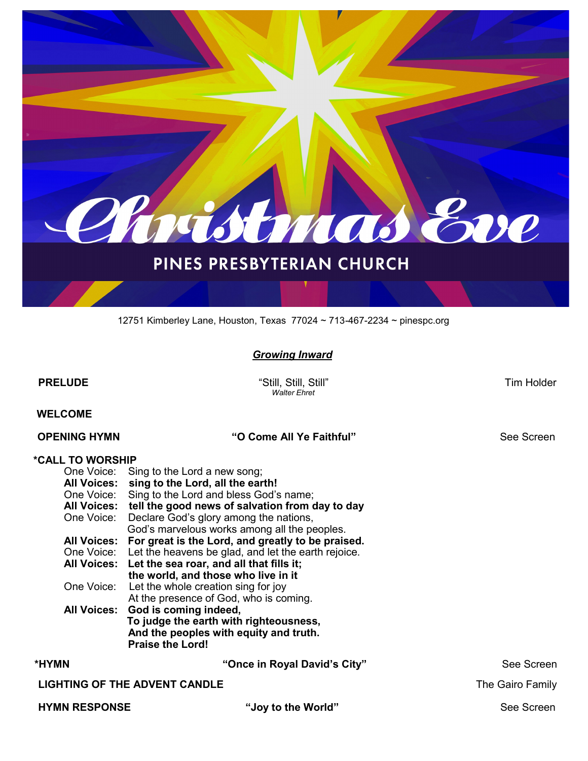# Christmas Eve

## PINES PRESBYTERIAN CHURCH

12751 Kimberley Lane, Houston, Texas 77024 ~ 713-467-2234 ~ pinespc.org

***Growing Inward***

**PRELUDE** "Still, Still, Still" Tim Holder
*Walter Ehret*

**WELCOME**

**OPENING HYMN** **"O Come All Ye Faithful"** See Screen

**\*CALL TO WORSHIP**

One Voice: Sing to the Lord a new song;
**All Voices: sing to the Lord, all the earth!**
One Voice: Sing to the Lord and bless God's name;
**All Voices: tell the good news of salvation from day to day**
One Voice: Declare God's glory among the nations,
God's marvelous works among all the peoples.
**All Voices: For great is the Lord, and greatly to be praised.**
One Voice: Let the heavens be glad, and let the earth rejoice.
**All Voices: Let the sea roar, and all that fills it;**
**the world, and those who live in it**
One Voice: Let the whole creation sing for joy
At the presence of God, who is coming.
**All Voices: God is coming indeed,**
**To judge the earth with righteousness,**
**And the peoples with equity and truth.**
**Praise the Lord!**

**\*HYMN** **"Once in Royal David's City"** See Screen

**LIGHTING OF THE ADVENT CANDLE** The Gairo Family

**HYMN RESPONSE** **"Joy to the World"** See Screen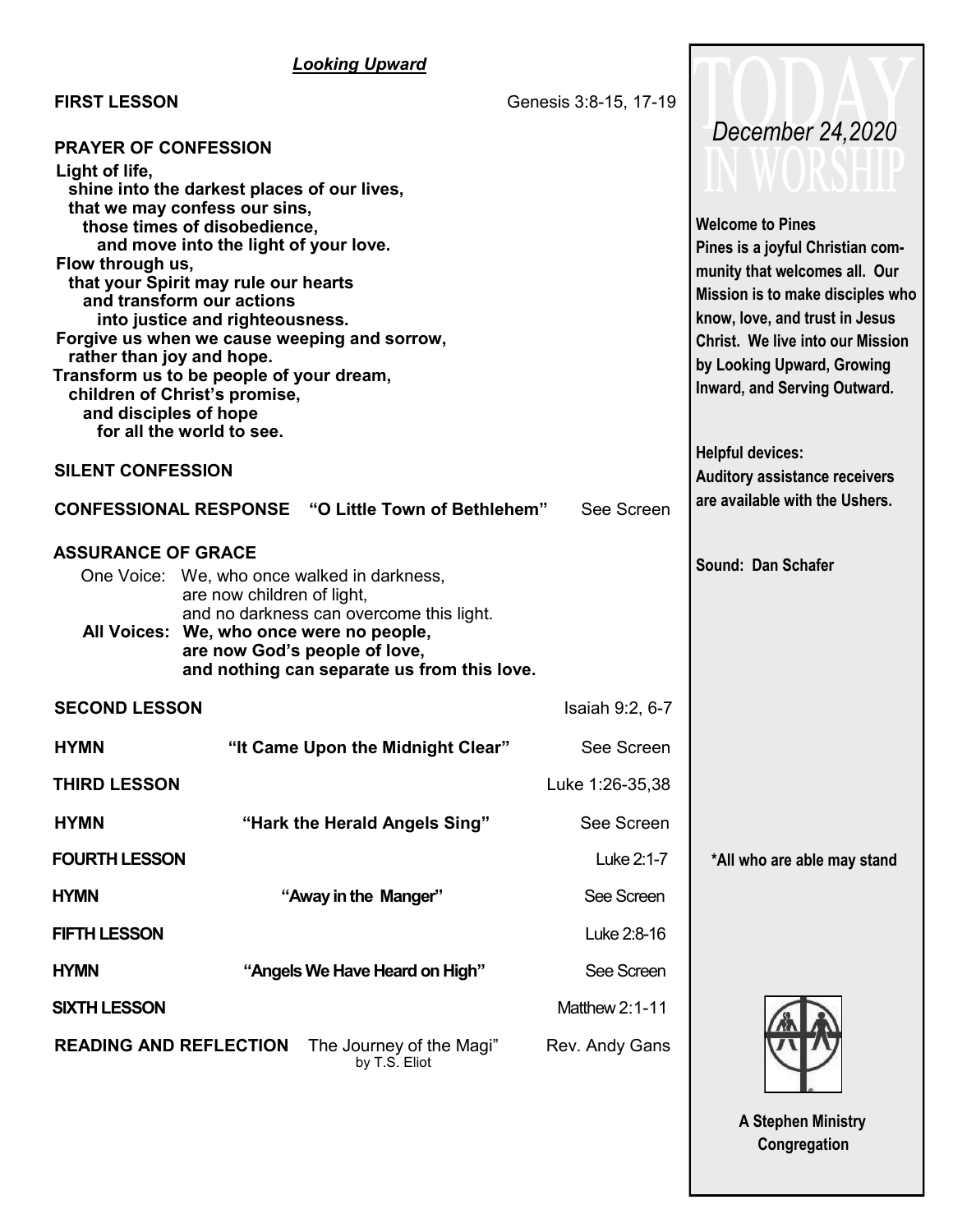***Looking Upward***

**FIRST LESSON** Genesis 3:8-15, 17-19

**PRAYER OF CONFESSION**

**Light of life,**
**shine into the darkest places of our lives,**
**that we may confess our sins,**
**those times of disobedience,**
**and move into the light of your love.**
**Flow through us,**
**that your Spirit may rule our hearts**
**and transform our actions**
**into justice and righteousness.**
**Forgive us when we cause weeping and sorrow,**
**rather than joy and hope.**
**Transform us to be people of your dream,**
**children of Christ's promise,**
**and disciples of hope**
**for all the world to see.**

**SILENT CONFESSION**

**CONFESSIONAL RESPONSE "O Little Town of Bethlehem"** See Screen

**ASSURANCE OF GRACE**

One Voice: We, who once walked in darkness,
are now children of light,
and no darkness can overcome this light.

**All Voices: We, who once were no people,**
**are now God's people of love,**
**and nothing can separate us from this love.**

**SECOND LESSON** Isaiah 9:2, 6-7

**HYMN "It Came Upon the Midnight Clear"** See Screen

**THIRD LESSON** Luke 1:26-35,38

**HYMN "Hark the Herald Angels Sing"** See Screen

**FOURTH LESSON** Luke 2:1-7

**HYMN "Away in the Manger"** See Screen

**FIFTH LESSON** Luke 2:8-16

**HYMN "Angels We Have Heard on High"** See Screen

**SIXTH LESSON** Matthew 2:1-11

**READING AND REFLECTION** The Journey of the Magi" by T.S. Eliot Rev. Andy Gans

# TODAY IN WORSHIP

*December 24,2020*

**Welcome to Pines**
**Pines is a joyful Christian community that welcomes all. Our Mission is to make disciples who know, love, and trust in Jesus Christ. We live into our Mission by Looking Upward, Growing Inward, and Serving Outward.**

**Helpful devices:**
**Auditory assistance receivers are available with the Ushers.**

**Sound: Dan Schafer**

**\*All who are able may stand**

**A Stephen Ministry Congregation**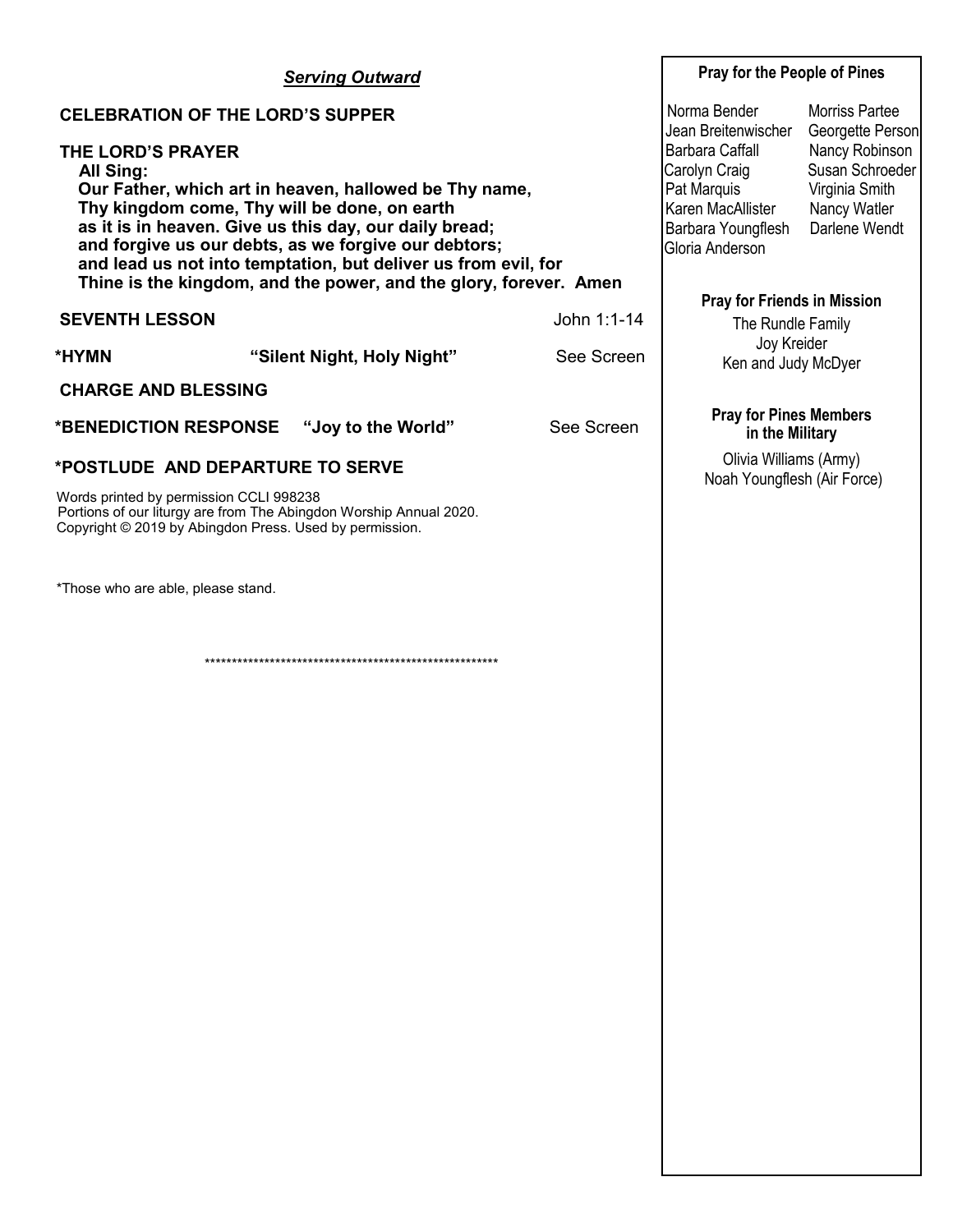***Serving Outward***

**CELEBRATION OF THE LORD'S SUPPER**

**THE LORD'S PRAYER**

**All Sing:**

**Our Father, which art in heaven, hallowed be Thy name,**
**Thy kingdom come, Thy will be done, on earth**
**as it is in heaven. Give us this day, our daily bread;**
**and forgive us our debts, as we forgive our debtors;**
**and lead us not into temptation, but deliver us from evil, for**
**Thine is the kingdom, and the power, and the glory, forever. Amen**

**SEVENTH LESSON** John 1:1-14

**\*HYMN** **"Silent Night, Holy Night"** See Screen

**CHARGE AND BLESSING**

**\*BENEDICTION RESPONSE** **"Joy to the World"** See Screen

**\*POSTLUDE AND DEPARTURE TO SERVE**

Words printed by permission CCLI 998238
Portions of our liturgy are from The Abingdon Worship Annual 2020.
Copyright © 2019 by Abingdon Press. Used by permission.

\*Those who are able, please stand.

\*\*\*\*\*\*\*\*\*\*\*\*\*\*\*\*\*\*\*\*\*\*\*\*\*\*\*\*\*\*\*\*\*\*\*\*\*\*\*\*\*\*\*\*\*\*\*\*\*\*\*\*\*\*\*\*

**Pray for the People of Pines**

| | |
|---|---|
| Norma Bender | Morriss Partee |
| Jean Breitenwischer | Georgette Person |
| Barbara Caffall | Nancy Robinson |
| Carolyn Craig | Susan Schroeder |
| Pat Marquis | Virginia Smith |
| Karen MacAllister | Nancy Watler |
| Barbara Youngflesh | Darlene Wendt |
| Gloria Anderson | |

**Pray for Friends in Mission**

The Rundle Family
Joy Kreider
Ken and Judy McDyer

**Pray for Pines Members in the Military**

Olivia Williams (Army)
Noah Youngflesh (Air Force)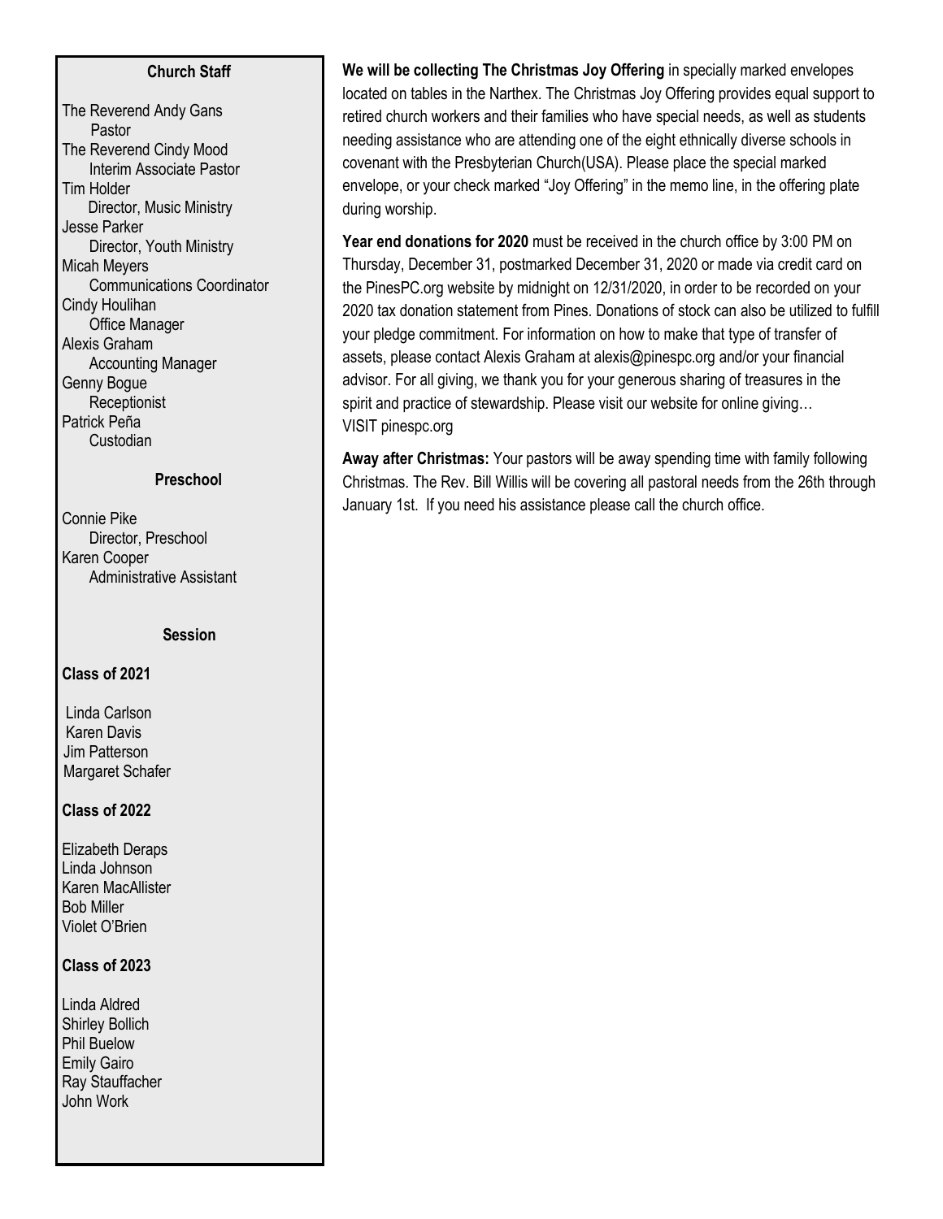### Church Staff

The Reverend Andy Gans
Pastor
The Reverend Cindy Mood
Interim Associate Pastor
Tim Holder
Director, Music Ministry
Jesse Parker
Director, Youth Ministry
Micah Meyers
Communications Coordinator
Cindy Houlihan
Office Manager
Alexis Graham
Accounting Manager
Genny Bogue
Receptionist
Patrick Peña
Custodian

### Preschool

Connie Pike
Director, Preschool
Karen Cooper
Administrative Assistant

### Session

**Class of 2021**

Linda Carlson
Karen Davis
Jim Patterson
Margaret Schafer

**Class of 2022**

Elizabeth Deraps
Linda Johnson
Karen MacAllister
Bob Miller
Violet O'Brien

**Class of 2023**

Linda Aldred
Shirley Bollich
Phil Buelow
Emily Gairo
Ray Stauffacher
John Work

**We will be collecting The Christmas Joy Offering** in specially marked envelopes located on tables in the Narthex. The Christmas Joy Offering provides equal support to retired church workers and their families who have special needs, as well as students needing assistance who are attending one of the eight ethnically diverse schools in covenant with the Presbyterian Church(USA). Please place the special marked envelope, or your check marked "Joy Offering" in the memo line, in the offering plate during worship.

**Year end donations for 2020** must be received in the church office by 3:00 PM on Thursday, December 31, postmarked December 31, 2020 or made via credit card on the PinesPC.org website by midnight on 12/31/2020, in order to be recorded on your 2020 tax donation statement from Pines. Donations of stock can also be utilized to fulfill your pledge commitment. For information on how to make that type of transfer of assets, please contact Alexis Graham at alexis@pinespc.org and/or your financial advisor. For all giving, we thank you for your generous sharing of treasures in the spirit and practice of stewardship. Please visit our website for online giving… VISIT pinespc.org

**Away after Christmas:** Your pastors will be away spending time with family following Christmas. The Rev. Bill Willis will be covering all pastoral needs from the 26th through January 1st. If you need his assistance please call the church office.